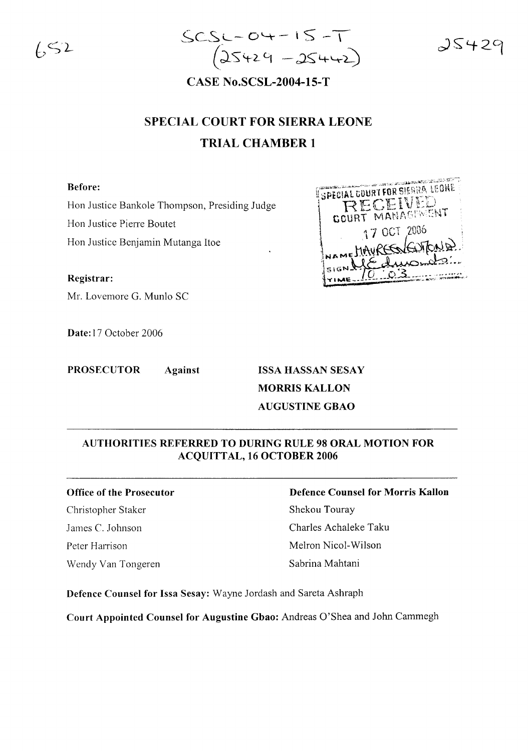652

SCSL-04-15-T
(25429 - 25442)

25429

**CASE No.SCSL-2004-15-T**

## SPECIAL COURT FOR SIERRA LEONE
## TRIAL CHAMBER 1

**Before:**

Hon Justice Bankole Thompson, Presiding Judge
Hon Justice Pierre Boutet
Hon Justice Benjamin Mutanga Itoe

SPECIAL COURT FOR SIERRA LEONE
RECEIVED
COURT MANAGEMENT
17 OCT 2006
NAME MAUREEN EDMONDS
SIGN
TIME 10:03

**Registrar:**

Mr. Lovemore G. Munlo SC

**Date:** 17 October 2006

**PROSECUTOR** **Against** **ISSA HASSAN SESAY**
**MORRIS KALLON**
**AUGUSTINE GBAO**

---

### AUTHORITIES REFERRED TO DURING RULE 98 ORAL MOTION FOR ACQUITTAL, 16 OCTOBER 2006

---

**Office of the Prosecutor**

Christopher Staker
James C. Johnson
Peter Harrison
Wendy Van Tongeren

**Defence Counsel for Morris Kallon**

Shekou Touray
Charles Achaleke Taku
Melron Nicol-Wilson
Sabrina Mahtani

**Defence Counsel for Issa Sesay:** Wayne Jordash and Sareta Ashraph

**Court Appointed Counsel for Augustine Gbao:** Andreas O'Shea and John Cammegh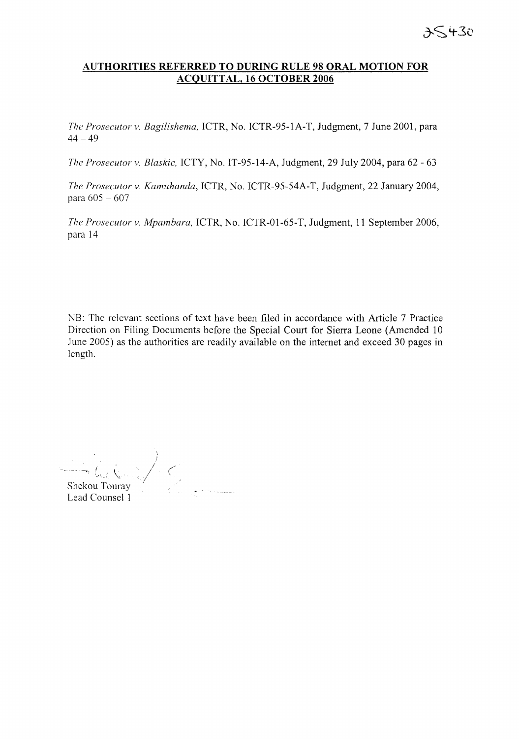**AUTHORITIES REFERRED TO DURING RULE 98 ORAL MOTION FOR ACQUITTAL, 16 OCTOBER 2006**

*The Prosecutor v. Bagilishema,* ICTR, No. ICTR-95-1A-T, Judgment, 7 June 2001, para 44 – 49

*The Prosecutor v. Blaskic,* ICTY, No. IT-95-14-A, Judgment, 29 July 2004, para 62 - 63

*The Prosecutor v. Kamuhanda,* ICTR, No. ICTR-95-54A-T, Judgment, 22 January 2004, para 605 – 607

*The Prosecutor v. Mpambara,* ICTR, No. ICTR-01-65-T, Judgment, 11 September 2006, para 14

NB: The relevant sections of text have been filed in accordance with Article 7 Practice Direction on Filing Documents before the Special Court for Sierra Leone (Amended 10 June 2005) as the authorities are readily available on the internet and exceed 30 pages in length.

Shekou Touray
Lead Counsel 1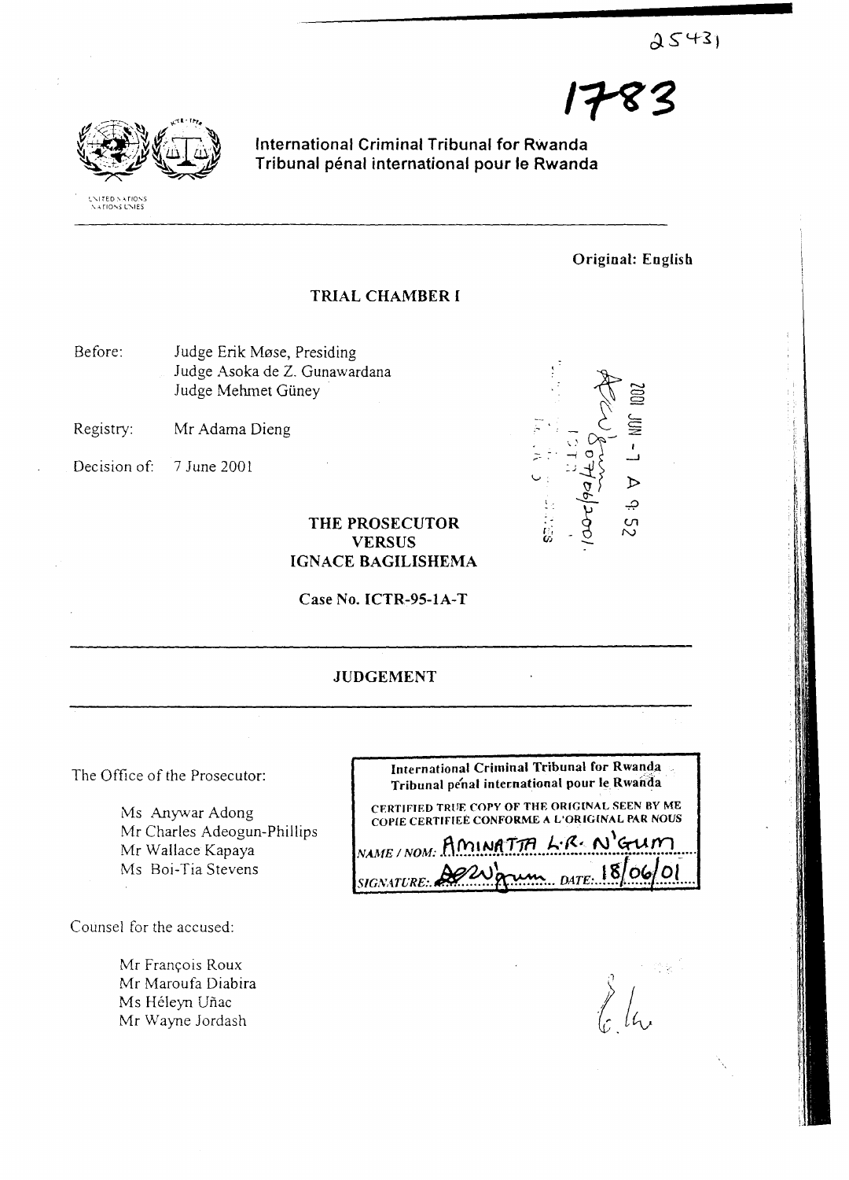International Criminal Tribunal for Rwanda
Tribunal pénal international pour le Rwanda

Original: English

## TRIAL CHAMBER I

Before: Judge Erik Møse, Presiding
Judge Asoka de Z. Gunawardana
Judge Mehmet Güney

Registry: Mr Adama Dieng

Decision of: 7 June 2001

**THE PROSECUTOR**
**VERSUS**
**IGNACE BAGILISHEMA**

**Case No. ICTR-95-1A-T**

## JUDGEMENT

The Office of the Prosecutor:

Ms Anywar Adong
Mr Charles Adeogun-Phillips
Mr Wallace Kapaya
Ms Boi-Tia Stevens

Counsel for the accused:

Mr François Roux
Mr Maroufa Diabira
Ms Héleyn Uñac
Mr Wayne Jordash

International Criminal Tribunal for Rwanda
Tribunal pénal international pour le Rwanda
CERTIFIED TRUE COPY OF THE ORIGINAL SEEN BY ME
COPIE CERTIFIÉE CONFORME A L'ORIGINAL PAR NOUS
NAME / NOM: AMINATTA L.R. N'GUM
SIGNATURE: DATE: 18/06/01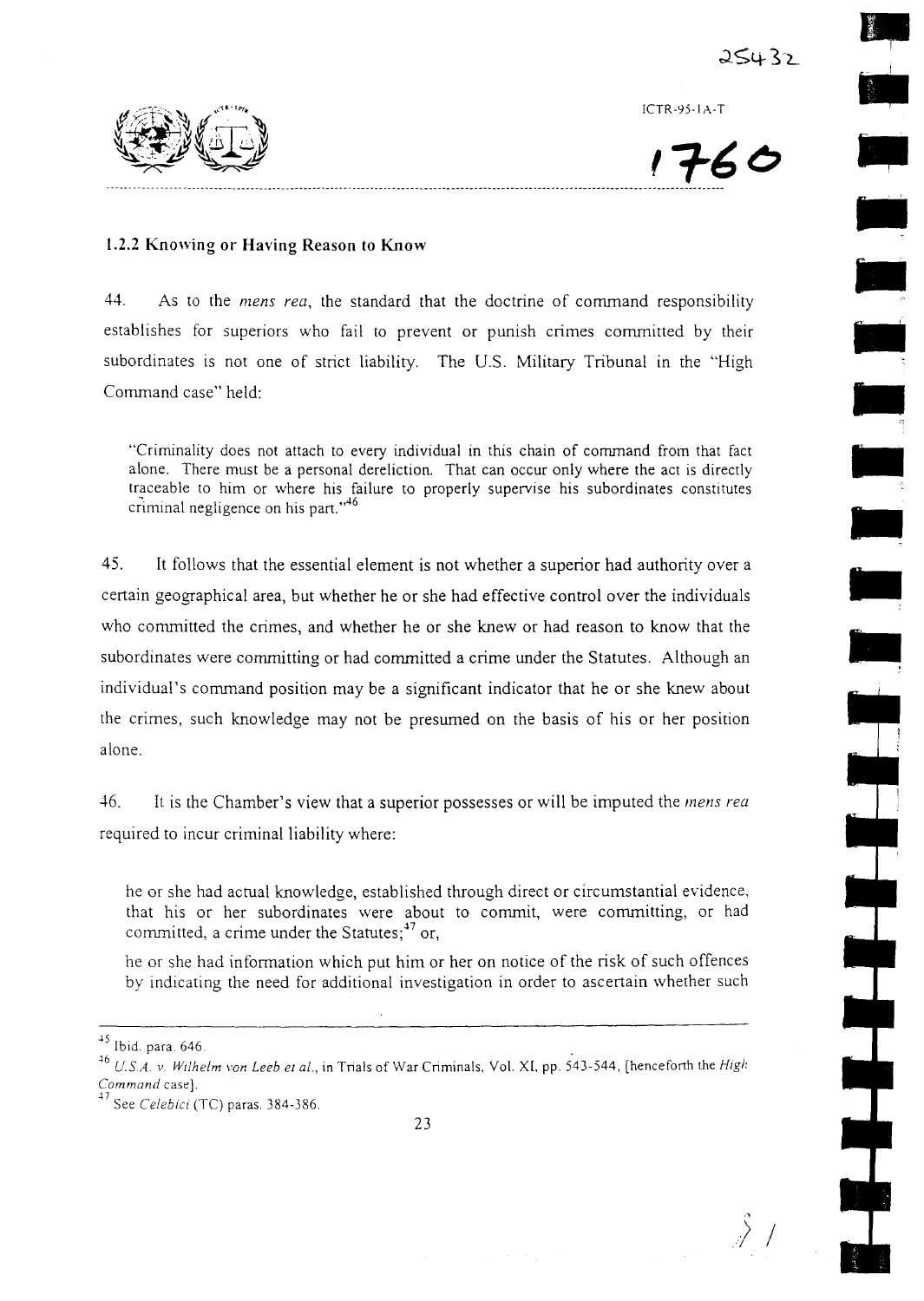### 1.2.2 Knowing or Having Reason to Know

44. As to the *mens rea*, the standard that the doctrine of command responsibility establishes for superiors who fail to prevent or punish crimes committed by their subordinates is not one of strict liability. The U.S. Military Tribunal in the "High Command case" held:

> "Criminality does not attach to every individual in this chain of command from that fact alone. There must be a personal dereliction. That can occur only where the act is directly traceable to him or where his failure to properly supervise his subordinates constitutes criminal negligence on his part."[46]

45. It follows that the essential element is not whether a superior had authority over a certain geographical area, but whether he or she had effective control over the individuals who committed the crimes, and whether he or she knew or had reason to know that the subordinates were committing or had committed a crime under the Statutes. Although an individual's command position may be a significant indicator that he or she knew about the crimes, such knowledge may not be presumed on the basis of his or her position alone.

46. It is the Chamber's view that a superior possesses or will be imputed the *mens rea* required to incur criminal liability where:

> he or she had actual knowledge, established through direct or circumstantial evidence, that his or her subordinates were about to commit, were committing, or had committed, a crime under the Statutes;[47] or,
>
> he or she had information which put him or her on notice of the risk of such offences by indicating the need for additional investigation in order to ascertain whether such

---

[45] Ibid. para. 646.

[46] *U.S.A. v. Wilhelm von Leeb et al.*, in Trials of War Criminals, Vol. XI, pp. 543-544, [henceforth the *High Command* case].

[47] See *Celebici* (TC) paras. 384-386.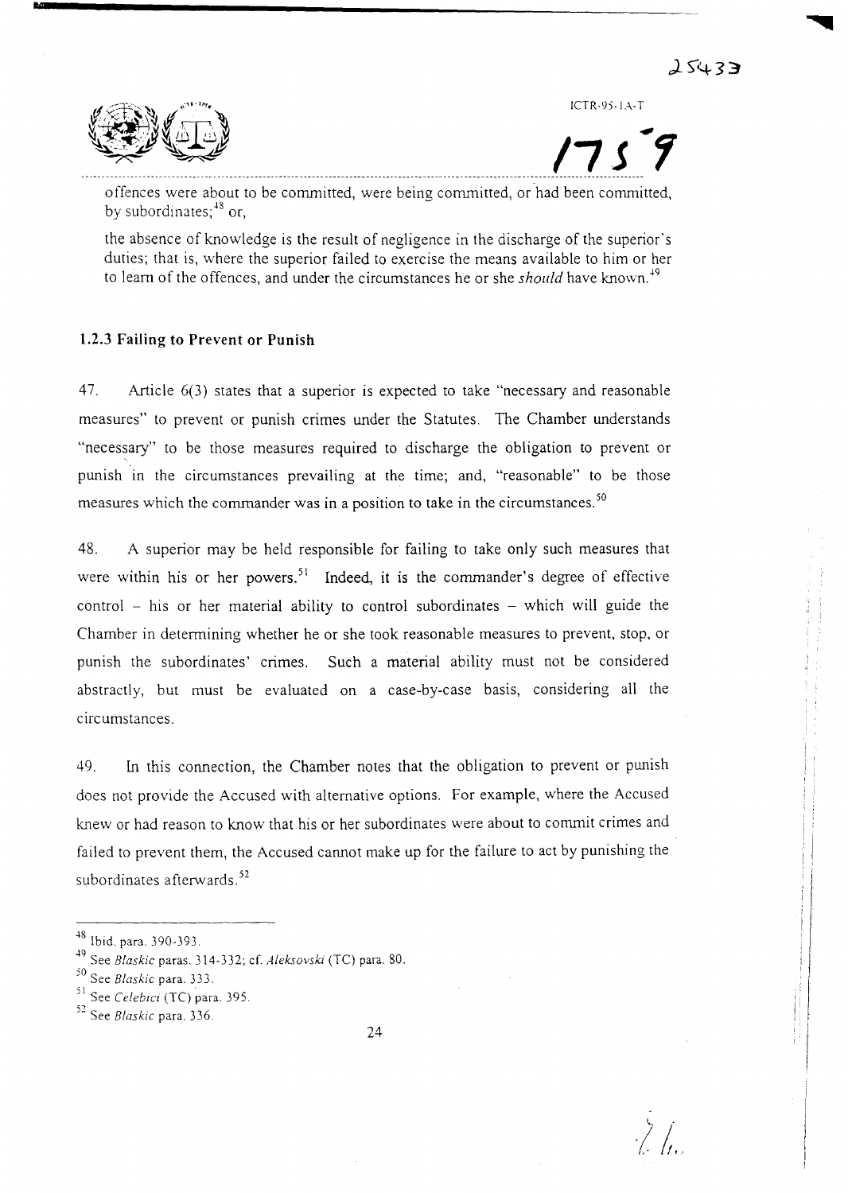offences were about to be committed, were being committed, or had been committed, by subordinates;[48] or,

the absence of knowledge is the result of negligence in the discharge of the superior's duties; that is, where the superior failed to exercise the means available to him or her to learn of the offences, and under the circumstances he or she *should* have known.[49]

### 1.2.3 Failing to Prevent or Punish

47. Article 6(3) states that a superior is expected to take "necessary and reasonable measures" to prevent or punish crimes under the Statutes. The Chamber understands "necessary" to be those measures required to discharge the obligation to prevent or punish in the circumstances prevailing at the time; and, "reasonable" to be those measures which the commander was in a position to take in the circumstances.[50]

48. A superior may be held responsible for failing to take only such measures that were within his or her powers.[51] Indeed, it is the commander's degree of effective control – his or her material ability to control subordinates – which will guide the Chamber in determining whether he or she took reasonable measures to prevent, stop, or punish the subordinates' crimes. Such a material ability must not be considered abstractly, but must be evaluated on a case-by-case basis, considering all the circumstances.

49. In this connection, the Chamber notes that the obligation to prevent or punish does not provide the Accused with alternative options. For example, where the Accused knew or had reason to know that his or her subordinates were about to commit crimes and failed to prevent them, the Accused cannot make up for the failure to act by punishing the subordinates afterwards.[52]

---

[48] Ibid. para. 390-393.

[49] See *Blaskic* paras. 314-332; cf. *Aleksovski* (TC) para. 80.

[50] See *Blaskic* para. 333.

[51] See *Celebici* (TC) para. 395.

[52] See *Blaskic* para. 336.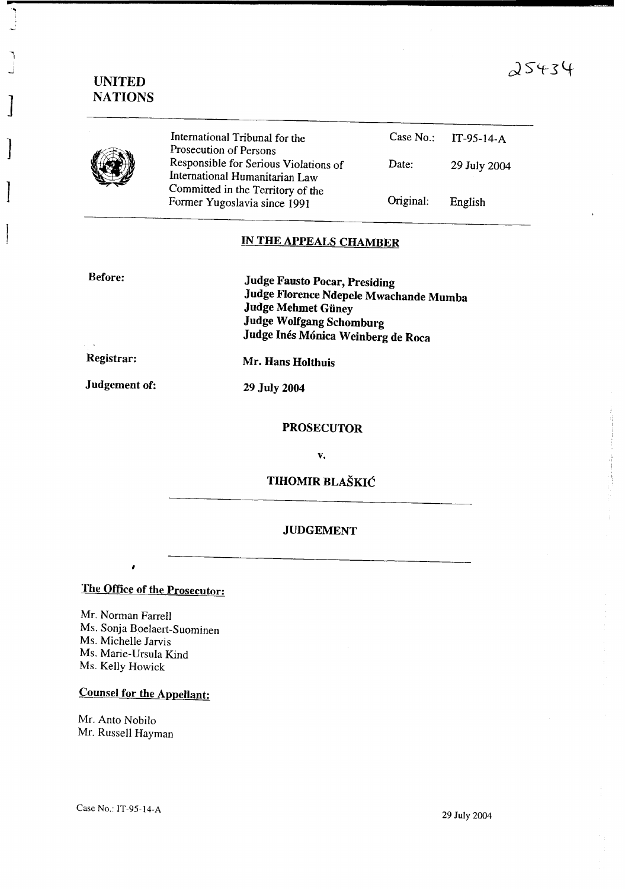25434

# UNITED NATIONS

| | | |
|---|---|---|
| International Tribunal for the Prosecution of Persons Responsible for Serious Violations of International Humanitarian Law Committed in the Territory of the Former Yugoslavia since 1991 | Case No.: | IT-95-14-A |
| | Date: | 29 July 2004 |
| | Original: | English |

## IN THE APPEALS CHAMBER

**Before:**

**Judge Fausto Pocar, Presiding**
**Judge Florence Ndepele Mwachande Mumba**
**Judge Mehmet Güney**
**Judge Wolfgang Schomburg**
**Judge Inés Mónica Weinberg de Roca**

**Registrar:** **Mr. Hans Holthuis**

**Judgement of:** **29 July 2004**

**PROSECUTOR**

**v.**

**TIHOMIR BLAŠKIĆ**

**JUDGEMENT**

**The Office of the Prosecutor:**

Mr. Norman Farrell
Ms. Sonja Boelaert-Suominen
Ms. Michelle Jarvis
Ms. Marie-Ursula Kind
Ms. Kelly Howick

**Counsel for the Appellant:**

Mr. Anto Nobilo
Mr. Russell Hayman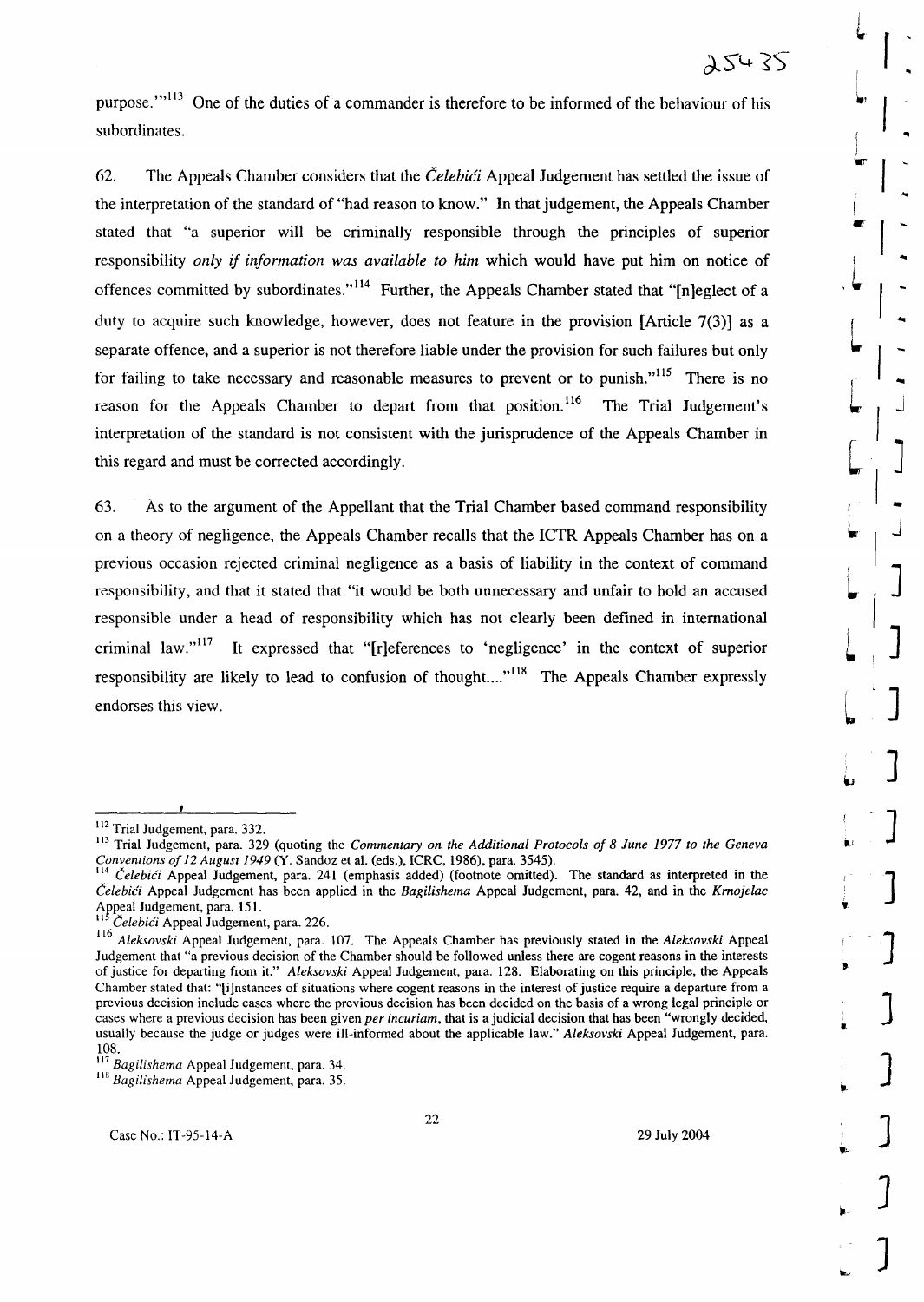purpose.'"[113] One of the duties of a commander is therefore to be informed of the behaviour of his subordinates.

62. The Appeals Chamber considers that the *Čelebići* Appeal Judgement has settled the issue of the interpretation of the standard of "had reason to know." In that judgement, the Appeals Chamber stated that "a superior will be criminally responsible through the principles of superior responsibility *only if information was available to him* which would have put him on notice of offences committed by subordinates."[114] Further, the Appeals Chamber stated that "[n]eglect of a duty to acquire such knowledge, however, does not feature in the provision [Article 7(3)] as a separate offence, and a superior is not therefore liable under the provision for such failures but only for failing to take necessary and reasonable measures to prevent or to punish."[115] There is no reason for the Appeals Chamber to depart from that position.[116] The Trial Judgement's interpretation of the standard is not consistent with the jurisprudence of the Appeals Chamber in this regard and must be corrected accordingly.

63. As to the argument of the Appellant that the Trial Chamber based command responsibility on a theory of negligence, the Appeals Chamber recalls that the ICTR Appeals Chamber has on a previous occasion rejected criminal negligence as a basis of liability in the context of command responsibility, and that it stated that "it would be both unnecessary and unfair to hold an accused responsible under a head of responsibility which has not clearly been defined in international criminal law."[117] It expressed that "[r]eferences to 'negligence' in the context of superior responsibility are likely to lead to confusion of thought...."[118] The Appeals Chamber expressly endorses this view.

---

[112] Trial Judgement, para. 332.

[113] Trial Judgement, para. 329 (quoting the *Commentary on the Additional Protocols of 8 June 1977 to the Geneva Conventions of 12 August 1949* (Y. Sandoz et al. (eds.), ICRC, 1986), para. 3545).

[114] *Čelebići* Appeal Judgement, para. 241 (emphasis added) (footnote omitted). The standard as interpreted in the *Čelebići* Appeal Judgement has been applied in the *Bagilishema* Appeal Judgement, para. 42, and in the *Krnojelac* Appeal Judgement, para. 151.

[115] *Čelebići* Appeal Judgement, para. 226.

[116] *Aleksovski* Appeal Judgement, para. 107. The Appeals Chamber has previously stated in the *Aleksovski* Appeal Judgement that "a previous decision of the Chamber should be followed unless there are cogent reasons in the interests of justice for departing from it." *Aleksovski* Appeal Judgement, para. 128. Elaborating on this principle, the Appeals Chamber stated that: "[i]nstances of situations where cogent reasons in the interest of justice require a departure from a previous decision include cases where the previous decision has been decided on the basis of a wrong legal principle or cases where a previous decision has been given *per incuriam*, that is a judicial decision that has been "wrongly decided, usually because the judge or judges were ill-informed about the applicable law." *Aleksovski* Appeal Judgement, para. 108.

[117] *Bagilishema* Appeal Judgement, para. 34.

[118] *Bagilishema* Appeal Judgement, para. 35.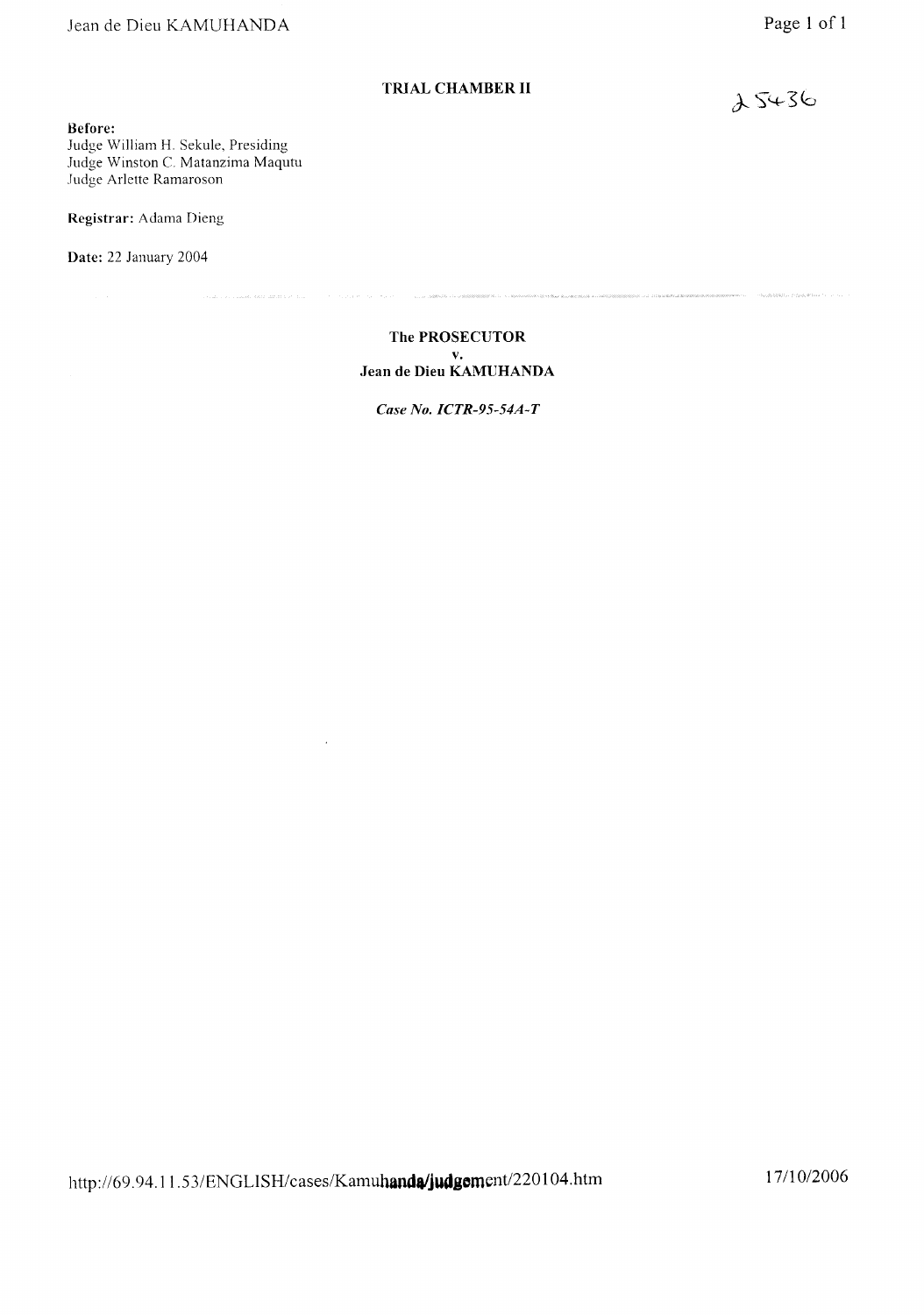**TRIAL CHAMBER II**

2536

**Before:**
Judge William H. Sekule, Presiding
Judge Winston C. Matanzima Maqutu
Judge Arlette Ramaroson

**Registrar:** Adama Dieng

**Date:** 22 January 2004

---

**The PROSECUTOR**
**v.**
**Jean de Dieu KAMUHANDA**

***Case No. ICTR-95-54A-T***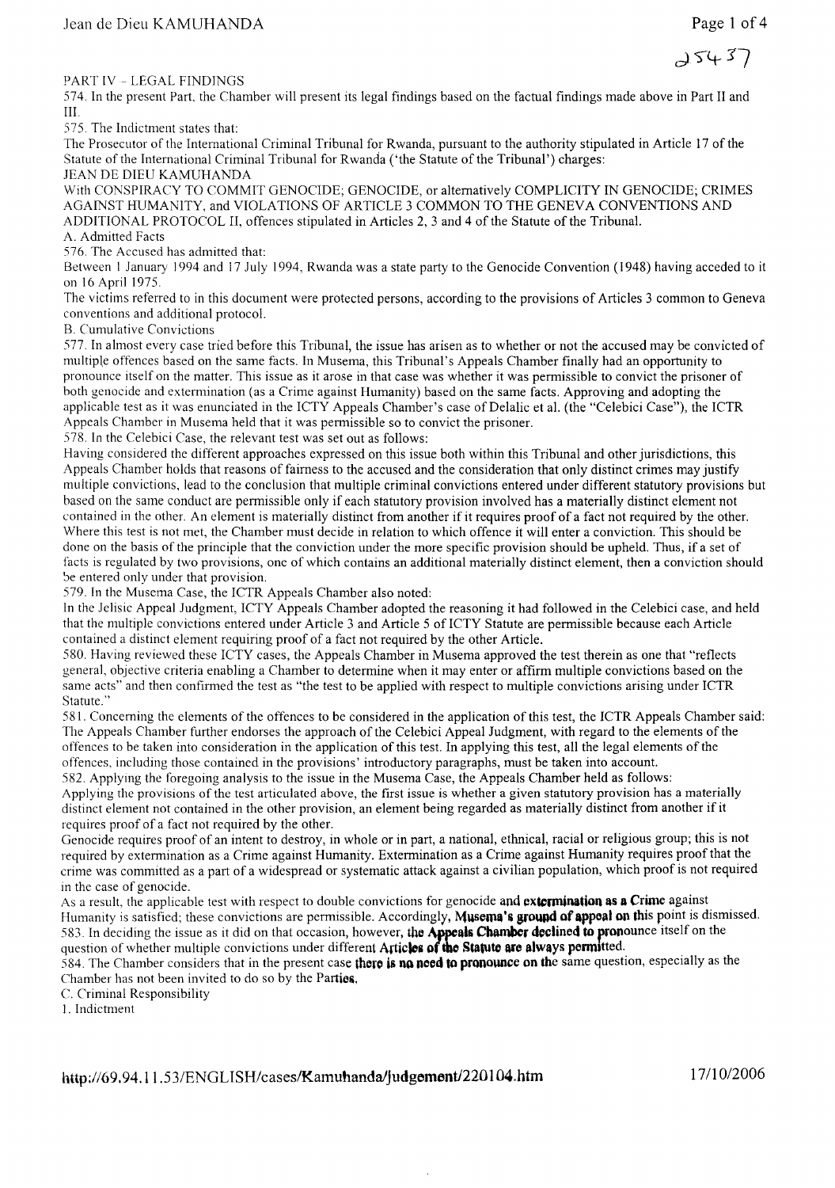25437

PART IV - LEGAL FINDINGS

574. In the present Part, the Chamber will present its legal findings based on the factual findings made above in Part II and III.

575. The Indictment states that:

The Prosecutor of the International Criminal Tribunal for Rwanda, pursuant to the authority stipulated in Article 17 of the Statute of the International Criminal Tribunal for Rwanda ('the Statute of the Tribunal') charges:

JEAN DE DIEU KAMUHANDA

With CONSPIRACY TO COMMIT GENOCIDE; GENOCIDE, or alternatively COMPLICITY IN GENOCIDE; CRIMES AGAINST HUMANITY, and VIOLATIONS OF ARTICLE 3 COMMON TO THE GENEVA CONVENTIONS AND ADDITIONAL PROTOCOL II, offences stipulated in Articles 2, 3 and 4 of the Statute of the Tribunal.

A. Admitted Facts

576. The Accused has admitted that:

Between 1 January 1994 and 17 July 1994, Rwanda was a state party to the Genocide Convention (1948) having acceded to it on 16 April 1975.

The victims referred to in this document were protected persons, according to the provisions of Articles 3 common to Geneva conventions and additional protocol.

B. Cumulative Convictions

577. In almost every case tried before this Tribunal, the issue has arisen as to whether or not the accused may be convicted of multiple offences based on the same facts. In Musema, this Tribunal's Appeals Chamber finally had an opportunity to pronounce itself on the matter. This issue as it arose in that case was whether it was permissible to convict the prisoner of both genocide and extermination (as a Crime against Humanity) based on the same facts. Approving and adopting the applicable test as it was enunciated in the ICTY Appeals Chamber's case of Delalic et al. (the "Celebici Case"), the ICTR Appeals Chamber in Musema held that it was permissible so to convict the prisoner.

578. In the Celebici Case, the relevant test was set out as follows:

Having considered the different approaches expressed on this issue both within this Tribunal and other jurisdictions, this Appeals Chamber holds that reasons of fairness to the accused and the consideration that only distinct crimes may justify multiple convictions, lead to the conclusion that multiple criminal convictions entered under different statutory provisions but based on the same conduct are permissible only if each statutory provision involved has a materially distinct element not contained in the other. An element is materially distinct from another if it requires proof of a fact not required by the other. Where this test is not met, the Chamber must decide in relation to which offence it will enter a conviction. This should be done on the basis of the principle that the conviction under the more specific provision should be upheld. Thus, if a set of facts is regulated by two provisions, one of which contains an additional materially distinct element, then a conviction should be entered only under that provision.

579. In the Musema Case, the ICTR Appeals Chamber also noted:

In the Jelisic Appeal Judgment, ICTY Appeals Chamber adopted the reasoning it had followed in the Celebici case, and held that the multiple convictions entered under Article 3 and Article 5 of ICTY Statute are permissible because each Article contained a distinct element requiring proof of a fact not required by the other Article.

580. Having reviewed these ICTY cases, the Appeals Chamber in Musema approved the test therein as one that "reflects general, objective criteria enabling a Chamber to determine when it may enter or affirm multiple convictions based on the same acts" and then confirmed the test as "the test to be applied with respect to multiple convictions arising under ICTR Statute."

581. Concerning the elements of the offences to be considered in the application of this test, the ICTR Appeals Chamber said: The Appeals Chamber further endorses the approach of the Celebici Appeal Judgment, with regard to the elements of the offences to be taken into consideration in the application of this test. In applying this test, all the legal elements of the offences, including those contained in the provisions' introductory paragraphs, must be taken into account.

582. Applying the foregoing analysis to the issue in the Musema Case, the Appeals Chamber held as follows:

Applying the provisions of the test articulated above, the first issue is whether a given statutory provision has a materially distinct element not contained in the other provision, an element being regarded as materially distinct from another if it requires proof of a fact not required by the other.

Genocide requires proof of an intent to destroy, in whole or in part, a national, ethnical, racial or religious group; this is not required by extermination as a Crime against Humanity. Extermination as a Crime against Humanity requires proof that the crime was committed as a part of a widespread or systematic attack against a civilian population, which proof is not required in the case of genocide.

As a result, the applicable test with respect to double convictions for genocide and extermination as a Crime against Humanity is satisfied; these convictions are permissible. Accordingly, Musema's ground of appeal on this point is dismissed.

583. In deciding the issue as it did on that occasion, however, the Appeals Chamber declined to pronounce itself on the question of whether multiple convictions under different Articles of the Statute are always permitted.

584. The Chamber considers that in the present case there is no need to pronounce on the same question, especially as the Chamber has not been invited to do so by the Parties.

C. Criminal Responsibility

1. Indictment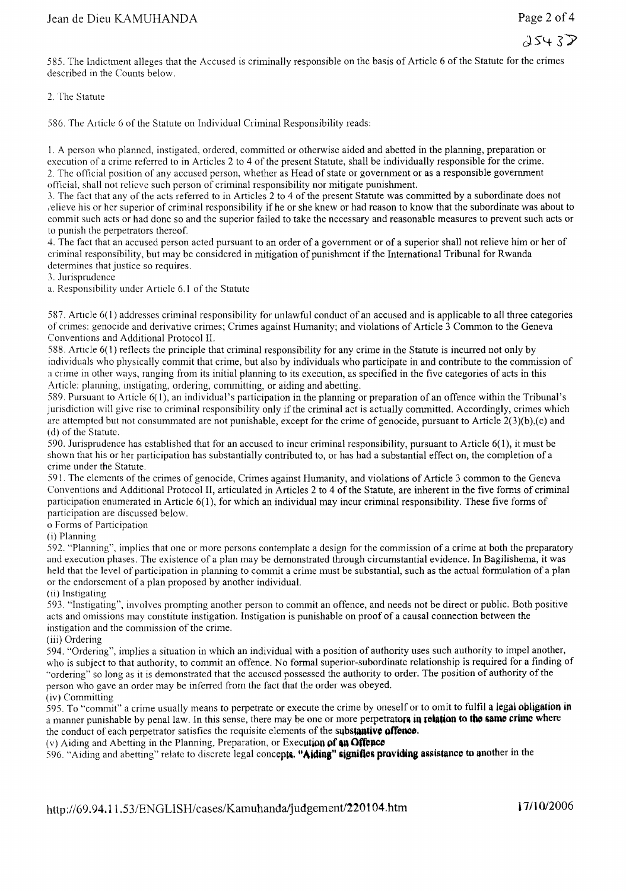585. The Indictment alleges that the Accused is criminally responsible on the basis of Article 6 of the Statute for the crimes described in the Counts below.

## 2. The Statute

586. The Article 6 of the Statute on Individual Criminal Responsibility reads:

1. A person who planned, instigated, ordered, committed or otherwise aided and abetted in the planning, preparation or execution of a crime referred to in Articles 2 to 4 of the present Statute, shall be individually responsible for the crime.
2. The official position of any accused person, whether as Head of state or government or as a responsible government official, shall not relieve such person of criminal responsibility nor mitigate punishment.
3. The fact that any of the acts referred to in Articles 2 to 4 of the present Statute was committed by a subordinate does not relieve his or her superior of criminal responsibility if he or she knew or had reason to know that the subordinate was about to commit such acts or had done so and the superior failed to take the necessary and reasonable measures to prevent such acts or to punish the perpetrators thereof.
4. The fact that an accused person acted pursuant to an order of a government or of a superior shall not relieve him or her of criminal responsibility, but may be considered in mitigation of punishment if the International Tribunal for Rwanda determines that justice so requires.

## 3. Jurisprudence

### a. Responsibility under Article 6.1 of the Statute

587. Article 6(1) addresses criminal responsibility for unlawful conduct of an accused and is applicable to all three categories of crimes: genocide and derivative crimes; Crimes against Humanity; and violations of Article 3 Common to the Geneva Conventions and Additional Protocol II.

588. Article 6(1) reflects the principle that criminal responsibility for any crime in the Statute is incurred not only by individuals who physically commit that crime, but also by individuals who participate in and contribute to the commission of a crime in other ways, ranging from its initial planning to its execution, as specified in the five categories of acts in this Article: planning, instigating, ordering, committing, or aiding and abetting.

589. Pursuant to Article 6(1), an individual's participation in the planning or preparation of an offence within the Tribunal's jurisdiction will give rise to criminal responsibility only if the criminal act is actually committed. Accordingly, crimes which are attempted but not consummated are not punishable, except for the crime of genocide, pursuant to Article 2(3)(b),(c) and (d) of the Statute.

590. Jurisprudence has established that for an accused to incur criminal responsibility, pursuant to Article 6(1), it must be shown that his or her participation has substantially contributed to, or has had a substantial effect on, the completion of a crime under the Statute.

591. The elements of the crimes of genocide, Crimes against Humanity, and violations of Article 3 common to the Geneva Conventions and Additional Protocol II, articulated in Articles 2 to 4 of the Statute, are inherent in the five forms of criminal participation enumerated in Article 6(1), for which an individual may incur criminal responsibility. These five forms of participation are discussed below.

- Forms of Participation

#### (i) Planning

592. "Planning", implies that one or more persons contemplate a design for the commission of a crime at both the preparatory and execution phases. The existence of a plan may be demonstrated through circumstantial evidence. In Bagilishema, it was held that the level of participation in planning to commit a crime must be substantial, such as the actual formulation of a plan or the endorsement of a plan proposed by another individual.

#### (ii) Instigating

593. "Instigating", involves prompting another person to commit an offence, and needs not be direct or public. Both positive acts and omissions may constitute instigation. Instigation is punishable on proof of a causal connection between the instigation and the commission of the crime.

#### (iii) Ordering

594. "Ordering", implies a situation in which an individual with a position of authority uses such authority to impel another, who is subject to that authority, to commit an offence. No formal superior-subordinate relationship is required for a finding of "ordering" so long as it is demonstrated that the accused possessed the authority to order. The position of authority of the person who gave an order may be inferred from the fact that the order was obeyed.

#### (iv) Committing

595. To "commit" a crime usually means to perpetrate or execute the crime by oneself or to omit to fulfil a legal obligation in a manner punishable by penal law. In this sense, there may be one or more perpetrators in relation to the same crime where the conduct of each perpetrator satisfies the requisite elements of the substantive offence.

#### (v) Aiding and Abetting in the Planning, Preparation, or Execution of an Offence

596. "Aiding and abetting" relate to discrete legal concepts. "Aiding" signifies providing assistance to another in the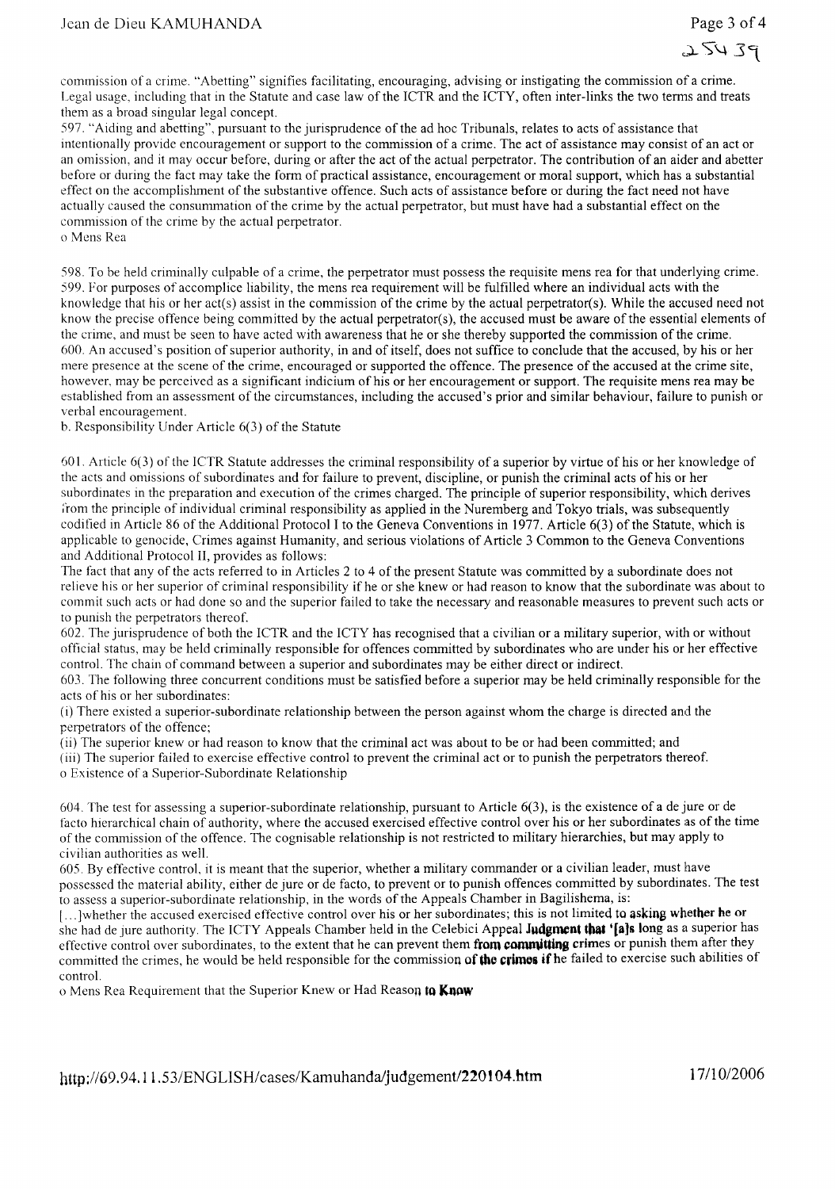commission of a crime. "Abetting" signifies facilitating, encouraging, advising or instigating the commission of a crime. Legal usage, including that in the Statute and case law of the ICTR and the ICTY, often inter-links the two terms and treats them as a broad singular legal concept.

597. "Aiding and abetting", pursuant to the jurisprudence of the ad hoc Tribunals, relates to acts of assistance that intentionally provide encouragement or support to the commission of a crime. The act of assistance may consist of an act or an omission, and it may occur before, during or after the act of the actual perpetrator. The contribution of an aider and abettor before or during the fact may take the form of practical assistance, encouragement or moral support, which has a substantial effect on the accomplishment of the substantive offence. Such acts of assistance before or during the fact need not have actually caused the consummation of the crime by the actual perpetrator, but must have had a substantial effect on the commission of the crime by the actual perpetrator.

o Mens Rea

598. To be held criminally culpable of a crime, the perpetrator must possess the requisite mens rea for that underlying crime.

599. For purposes of accomplice liability, the mens rea requirement will be fulfilled where an individual acts with the knowledge that his or her act(s) assist in the commission of the crime by the actual perpetrator(s). While the accused need not know the precise offence being committed by the actual perpetrator(s), the accused must be aware of the essential elements of the crime, and must be seen to have acted with awareness that he or she thereby supported the commission of the crime.

600. An accused's position of superior authority, in and of itself, does not suffice to conclude that the accused, by his or her mere presence at the scene of the crime, encouraged or supported the offence. The presence of the accused at the crime site, however, may be perceived as a significant indicium of his or her encouragement or support. The requisite mens rea may be established from an assessment of the circumstances, including the accused's prior and similar behaviour, failure to punish or verbal encouragement.

b. Responsibility Under Article 6(3) of the Statute

601. Article 6(3) of the ICTR Statute addresses the criminal responsibility of a superior by virtue of his or her knowledge of the acts and omissions of subordinates and for failure to prevent, discipline, or punish the criminal acts of his or her subordinates in the preparation and execution of the crimes charged. The principle of superior responsibility, which derives from the principle of individual criminal responsibility as applied in the Nuremberg and Tokyo trials, was subsequently codified in Article 86 of the Additional Protocol I to the Geneva Conventions in 1977. Article 6(3) of the Statute, which is applicable to genocide, Crimes against Humanity, and serious violations of Article 3 Common to the Geneva Conventions and Additional Protocol II, provides as follows:

The fact that any of the acts referred to in Articles 2 to 4 of the present Statute was committed by a subordinate does not relieve his or her superior of criminal responsibility if he or she knew or had reason to know that the subordinate was about to commit such acts or had done so and the superior failed to take the necessary and reasonable measures to prevent such acts or to punish the perpetrators thereof.

602. The jurisprudence of both the ICTR and the ICTY has recognised that a civilian or a military superior, with or without official status, may be held criminally responsible for offences committed by subordinates who are under his or her effective control. The chain of command between a superior and subordinates may be either direct or indirect.

603. The following three concurrent conditions must be satisfied before a superior may be held criminally responsible for the acts of his or her subordinates:

(i) There existed a superior-subordinate relationship between the person against whom the charge is directed and the perpetrators of the offence;

(ii) The superior knew or had reason to know that the criminal act was about to be or had been committed; and

(iii) The superior failed to exercise effective control to prevent the criminal act or to punish the perpetrators thereof.

o Existence of a Superior-Subordinate Relationship

604. The test for assessing a superior-subordinate relationship, pursuant to Article 6(3), is the existence of a de jure or de facto hierarchical chain of authority, where the accused exercised effective control over his or her subordinates as of the time of the commission of the offence. The cognisable relationship is not restricted to military hierarchies, but may apply to civilian authorities as well.

605. By effective control, it is meant that the superior, whether a military commander or a civilian leader, must have possessed the material ability, either de jure or de facto, to prevent or to punish offences committed by subordinates. The test to assess a superior-subordinate relationship, in the words of the Appeals Chamber in Bagilishema, is:

[...]whether the accused exercised effective control over his or her subordinates; this is not limited to asking whether he or she had de jure authority. The ICTY Appeals Chamber held in the Celebici Appeal Judgment that '[a]s long as a superior has effective control over subordinates, to the extent that he can prevent them from committing crimes or punish them after they committed the crimes, he would be held responsible for the commission of the crimes if he failed to exercise such abilities of control.

o Mens Rea Requirement that the Superior Knew or Had Reason to Know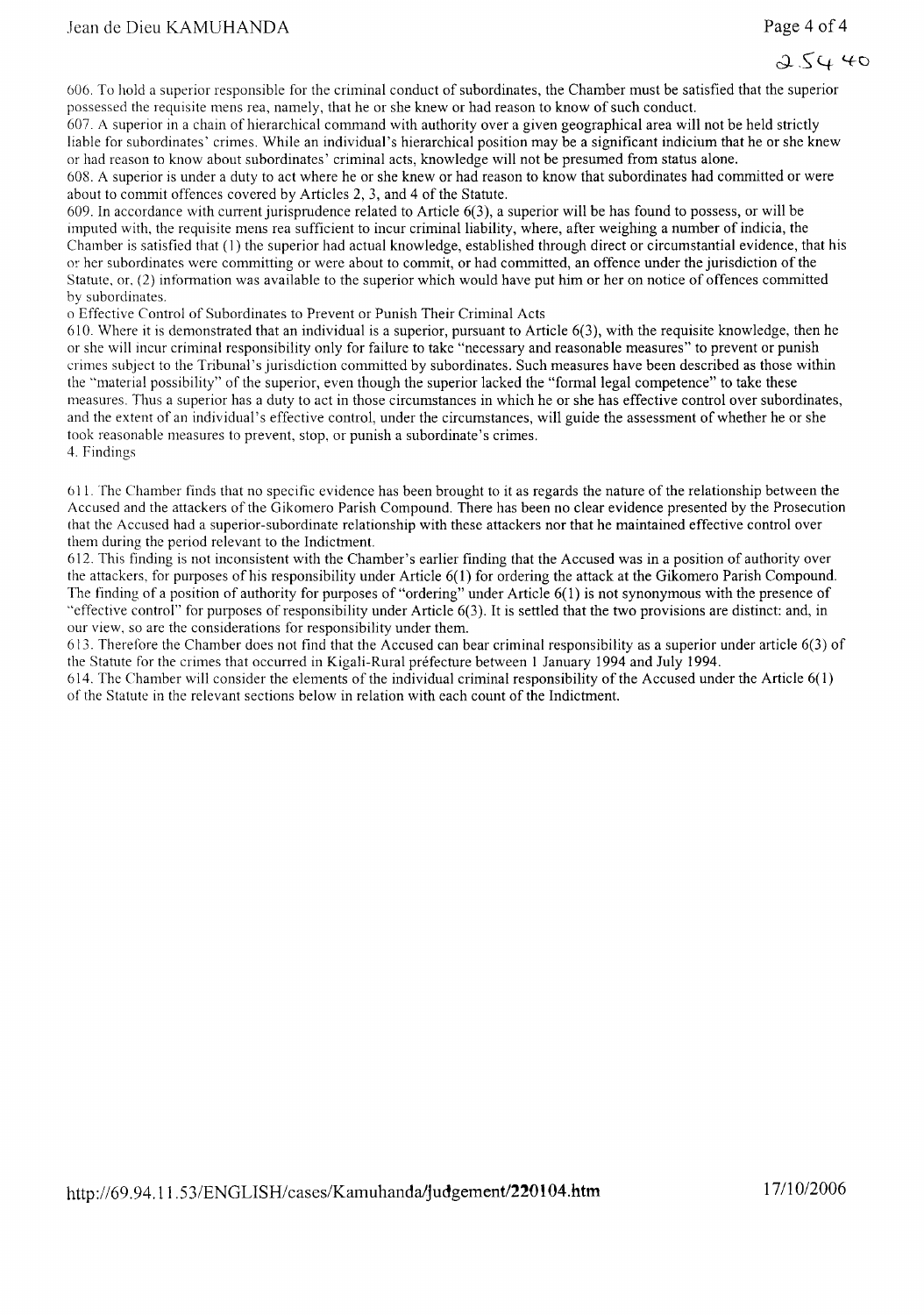606. To hold a superior responsible for the criminal conduct of subordinates, the Chamber must be satisfied that the superior possessed the requisite mens rea, namely, that he or she knew or had reason to know of such conduct.

607. A superior in a chain of hierarchical command with authority over a given geographical area will not be held strictly liable for subordinates' crimes. While an individual's hierarchical position may be a significant indicium that he or she knew or had reason to know about subordinates' criminal acts, knowledge will not be presumed from status alone.

608. A superior is under a duty to act where he or she knew or had reason to know that subordinates had committed or were about to commit offences covered by Articles 2, 3, and 4 of the Statute.

609. In accordance with current jurisprudence related to Article 6(3), a superior will be has found to possess, or will be imputed with, the requisite mens rea sufficient to incur criminal liability, where, after weighing a number of indicia, the Chamber is satisfied that (1) the superior had actual knowledge, established through direct or circumstantial evidence, that his or her subordinates were committing or were about to commit, or had committed, an offence under the jurisdiction of the Statute, or, (2) information was available to the superior which would have put him or her on notice of offences committed by subordinates.

o Effective Control of Subordinates to Prevent or Punish Their Criminal Acts

610. Where it is demonstrated that an individual is a superior, pursuant to Article 6(3), with the requisite knowledge, then he or she will incur criminal responsibility only for failure to take "necessary and reasonable measures" to prevent or punish crimes subject to the Tribunal's jurisdiction committed by subordinates. Such measures have been described as those within the "material possibility" of the superior, even though the superior lacked the "formal legal competence" to take these measures. Thus a superior has a duty to act in those circumstances in which he or she has effective control over subordinates, and the extent of an individual's effective control, under the circumstances, will guide the assessment of whether he or she took reasonable measures to prevent, stop, or punish a subordinate's crimes.

4. Findings

611. The Chamber finds that no specific evidence has been brought to it as regards the nature of the relationship between the Accused and the attackers of the Gikomero Parish Compound. There has been no clear evidence presented by the Prosecution that the Accused had a superior-subordinate relationship with these attackers nor that he maintained effective control over them during the period relevant to the Indictment.

612. This finding is not inconsistent with the Chamber's earlier finding that the Accused was in a position of authority over the attackers, for purposes of his responsibility under Article 6(1) for ordering the attack at the Gikomero Parish Compound. The finding of a position of authority for purposes of "ordering" under Article 6(1) is not synonymous with the presence of "effective control" for purposes of responsibility under Article 6(3). It is settled that the two provisions are distinct: and, in our view, so are the considerations for responsibility under them.

613. Therefore the Chamber does not find that the Accused can bear criminal responsibility as a superior under article 6(3) of the Statute for the crimes that occurred in Kigali-Rural préfecture between 1 January 1994 and July 1994.

614. The Chamber will consider the elements of the individual criminal responsibility of the Accused under the Article 6(1) of the Statute in the relevant sections below in relation with each count of the Indictment.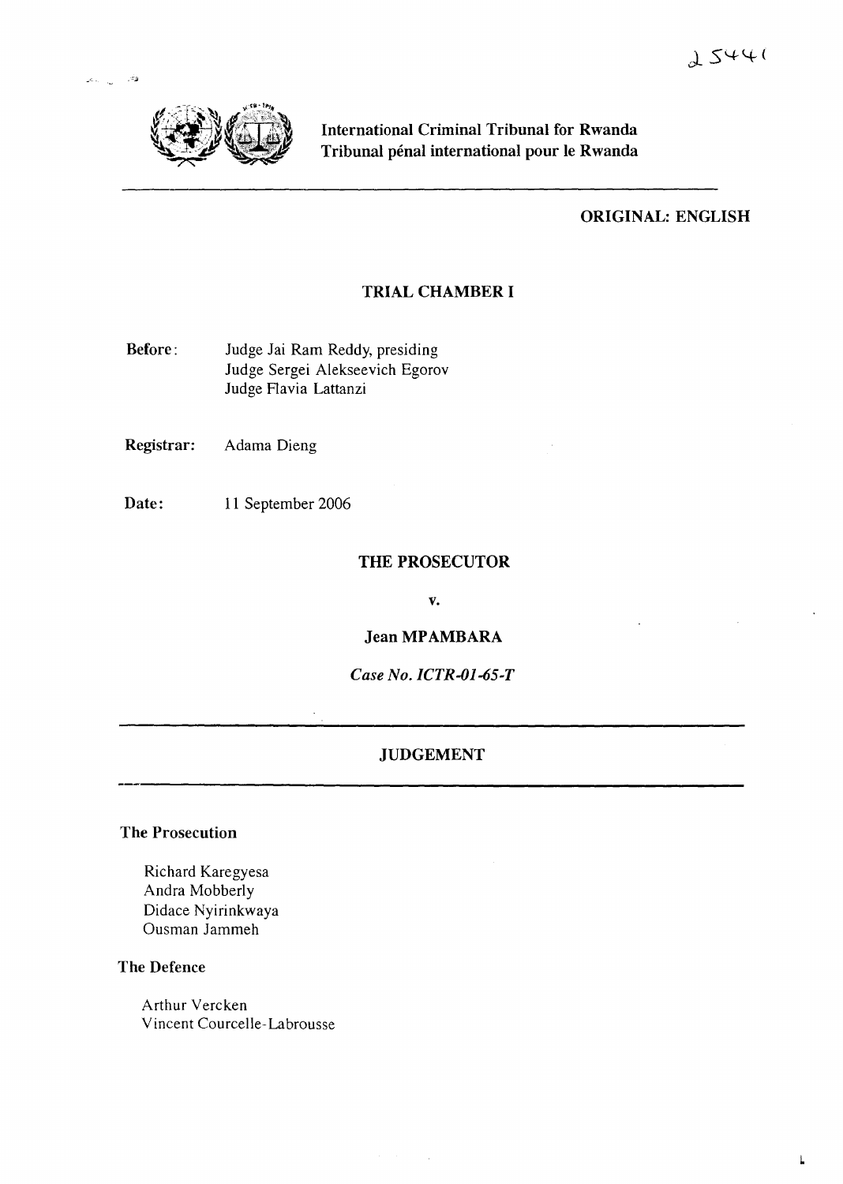International Criminal Tribunal for Rwanda
Tribunal pénal international pour le Rwanda

**ORIGINAL: ENGLISH**

**TRIAL CHAMBER I**

**Before:** Judge Jai Ram Reddy, presiding
Judge Sergei Alekseevich Egorov
Judge Flavia Lattanzi

**Registrar:** Adama Dieng

**Date:** 11 September 2006

**THE PROSECUTOR**

**v.**

**Jean MPAMBARA**

*Case No. ICTR-01-65-T*

**JUDGEMENT**

**The Prosecution**

Richard Karegyesa
Andra Mobberly
Didace Nyirinkwaya
Ousman Jammeh

**The Defence**

Arthur Vercken
Vincent Courcelle-Labrousse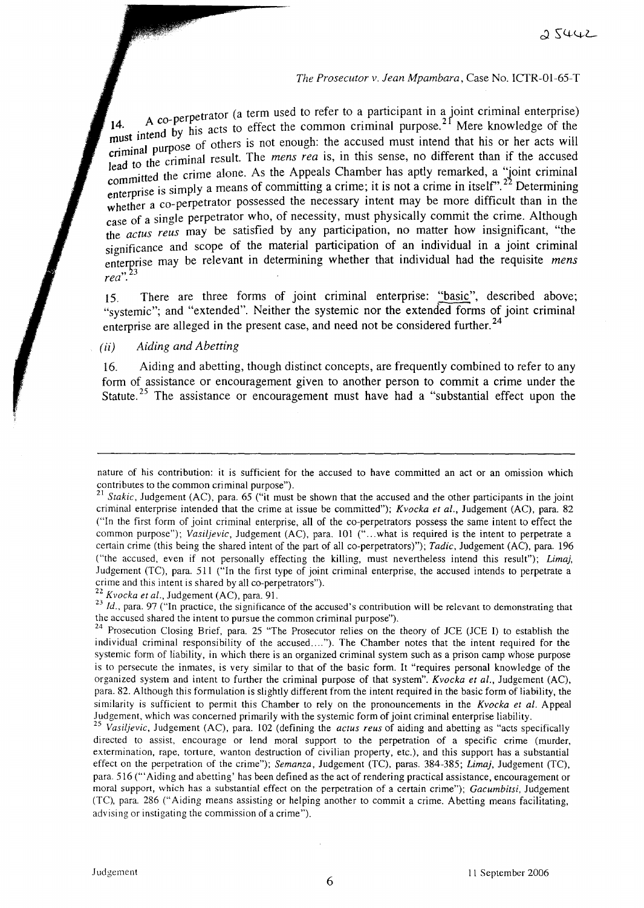14. A co-perpetrator (a term used to refer to a participant in a joint criminal enterprise) must intend by his acts to effect the common criminal purpose.[21] Mere knowledge of the criminal purpose of others is not enough: the accused must intend that his or her acts will lead to the criminal result. The *mens rea* is, in this sense, no different than if the accused committed the crime alone. As the Appeals Chamber has aptly remarked, a "joint criminal enterprise is simply a means of committing a crime; it is not a crime in itself".[22] Determining whether a co-perpetrator possessed the necessary intent may be more difficult than in the case of a single perpetrator who, of necessity, must physically commit the crime. Although the *actus reus* may be satisfied by any participation, no matter how insignificant, "the significance and scope of the material participation of an individual in a joint criminal enterprise may be relevant in determining whether that individual had the requisite *mens rea*".[23]

15. There are three forms of joint criminal enterprise: "basic", described above; "systemic"; and "extended". Neither the systemic nor the extended forms of joint criminal enterprise are alleged in the present case, and need not be considered further.[24]

*(ii) Aiding and Abetting*

16. Aiding and abetting, though distinct concepts, are frequently combined to refer to any form of assistance or encouragement given to another person to commit a crime under the Statute.[25] The assistance or encouragement must have had a "substantial effect upon the

---

nature of his contribution: it is sufficient for the accused to have committed an act or an omission which contributes to the common criminal purpose").

[21] *Stakic*, Judgement (AC), para. 65 ("it must be shown that the accused and the other participants in the joint criminal enterprise intended that the crime at issue be committed"); *Kvocka et al.*, Judgement (AC), para. 82 ("In the first form of joint criminal enterprise, all of the co-perpetrators possess the same intent to effect the common purpose"); *Vasiljevic*, Judgement (AC), para. 101 ("...what is required is the intent to perpetrate a certain crime (this being the shared intent of the part of all co-perpetrators)"); *Tadic*, Judgement (AC), para. 196 ("the accused, even if not personally effecting the killing, must nevertheless intend this result"); *Limaj*, Judgement (TC), para. 511 ("In the first type of joint criminal enterprise, the accused intends to perpetrate a crime and this intent is shared by all co-perpetrators").

[22] *Kvocka et al.*, Judgement (AC), para. 91.

[23] *Id.*, para. 97 ("In practice, the significance of the accused's contribution will be relevant to demonstrating that the accused shared the intent to pursue the common criminal purpose").

[24] Prosecution Closing Brief, para. 25 "The Prosecutor relies on the theory of JCE (JCE I) to establish the individual criminal responsibility of the accused....."). The Chamber notes that the intent required for the systemic form of liability, in which there is an organized criminal system such as a prison camp whose purpose is to persecute the inmates, is very similar to that of the basic form. It "requires personal knowledge of the organized system and intent to further the criminal purpose of that system". *Kvocka et al.*, Judgement (AC), para. 82. Although this formulation is slightly different from the intent required in the basic form of liability, the similarity is sufficient to permit this Chamber to rely on the pronouncements in the *Kvocka et al.* Appeal Judgement, which was concerned primarily with the systemic form of joint criminal enterprise liability.

[25] *Vasiljevic*, Judgement (AC), para. 102 (defining the *actus reus* of aiding and abetting as "acts specifically directed to assist, encourage or lend moral support to the perpetration of a specific crime (murder, extermination, rape, torture, wanton destruction of civilian property, etc.), and this support has a substantial effect on the perpetration of the crime"); *Semanza*, Judgement (TC), paras. 384-385; *Limaj*, Judgement (TC), para. 516 ("'Aiding and abetting' has been defined as the act of rendering practical assistance, encouragement or moral support, which has a substantial effect on the perpetration of a certain crime"); *Gacumbitsi*, Judgement (TC), para. 286 ("Aiding means assisting or helping another to commit a crime. Abetting means facilitating, advising or instigating the commission of a crime").